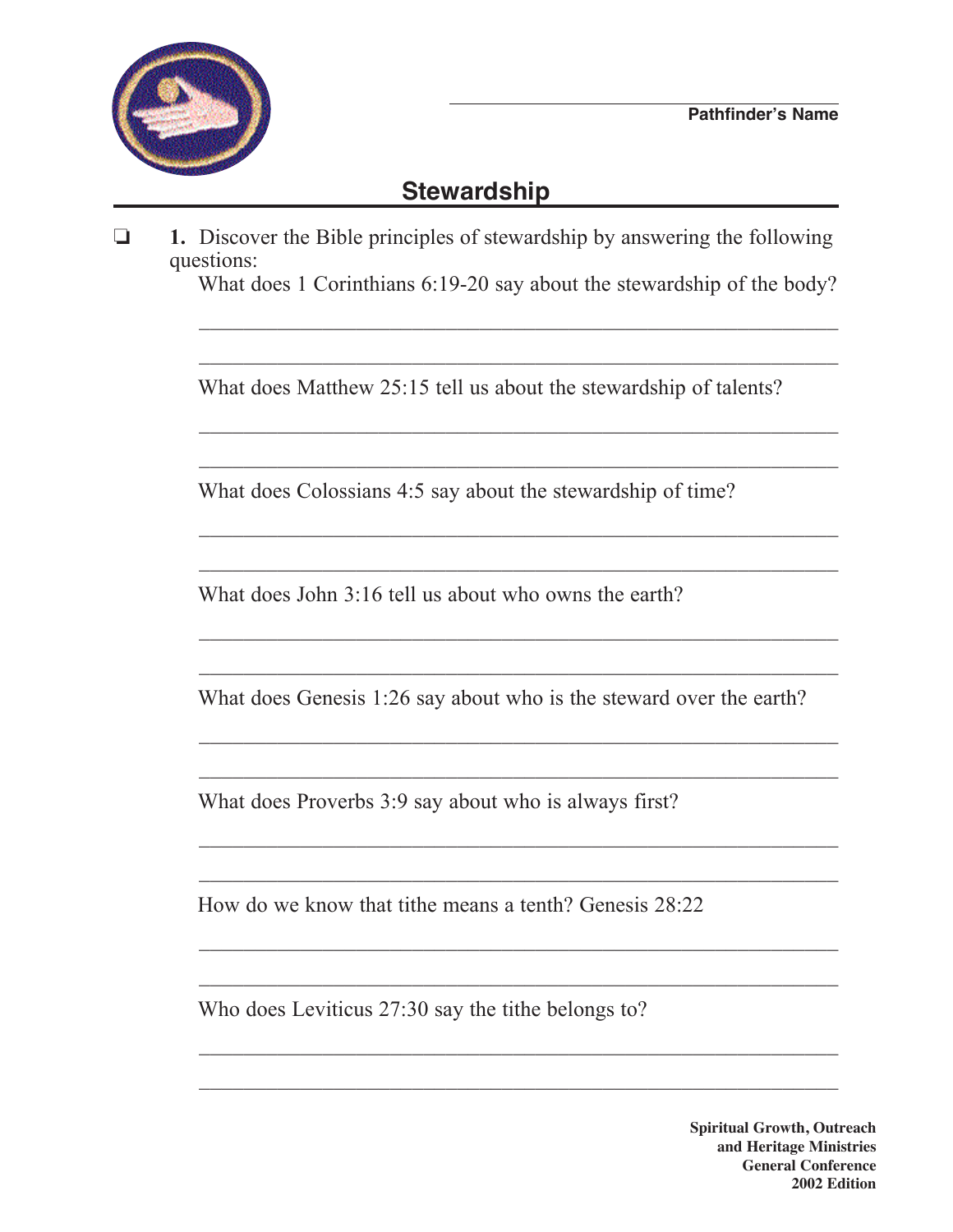Pathfinder's Name

# Stewardship

❏ **1.** Discover the Bible principles of stewardship by answering the following questions:

What does 1 Corinthians 6:19-20 say about the stewardship of the body?

_______________________________________________________________

_______________________________________________________________

What does Matthew 25:15 tell us about the stewardship of talents?

_______________________________________________________________

_______________________________________________________________

What does Colossians 4:5 say about the stewardship of time?

_______________________________________________________________

_______________________________________________________________

What does John 3:16 tell us about who owns the earth?

_______________________________________________________________

_______________________________________________________________

What does Genesis 1:26 say about who is the steward over the earth?

_______________________________________________________________

_______________________________________________________________

What does Proverbs 3:9 say about who is always first?

_______________________________________________________________

_______________________________________________________________

How do we know that tithe means a tenth? Genesis 28:22

_______________________________________________________________

_______________________________________________________________

Who does Leviticus 27:30 say the tithe belongs to?

_______________________________________________________________

_______________________________________________________________

**Spiritual Growth, Outreach and Heritage Ministries**
**General Conference**
**2002 Edition**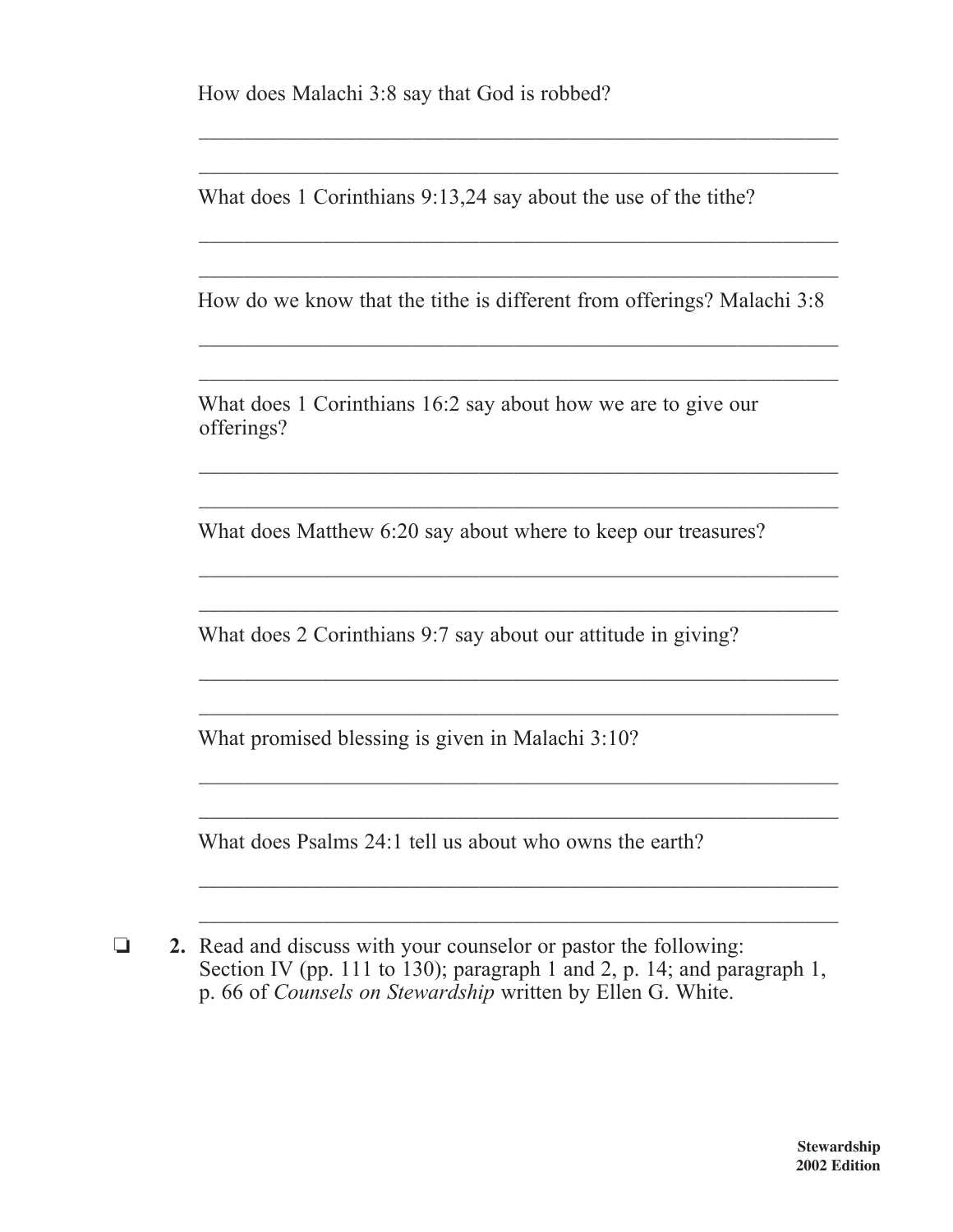How does Malachi 3:8 say that God is robbed?

\_\_\_\_\_\_\_\_\_\_\_\_\_\_\_\_\_\_\_\_\_\_\_\_\_\_\_\_\_\_\_\_\_\_\_\_\_\_\_\_\_\_\_\_\_\_\_\_\_\_\_\_\_\_\_\_\_\_\_\_

\_\_\_\_\_\_\_\_\_\_\_\_\_\_\_\_\_\_\_\_\_\_\_\_\_\_\_\_\_\_\_\_\_\_\_\_\_\_\_\_\_\_\_\_\_\_\_\_\_\_\_\_\_\_\_\_\_\_\_\_

What does 1 Corinthians 9:13,24 say about the use of the tithe?

\_\_\_\_\_\_\_\_\_\_\_\_\_\_\_\_\_\_\_\_\_\_\_\_\_\_\_\_\_\_\_\_\_\_\_\_\_\_\_\_\_\_\_\_\_\_\_\_\_\_\_\_\_\_\_\_\_\_\_\_

\_\_\_\_\_\_\_\_\_\_\_\_\_\_\_\_\_\_\_\_\_\_\_\_\_\_\_\_\_\_\_\_\_\_\_\_\_\_\_\_\_\_\_\_\_\_\_\_\_\_\_\_\_\_\_\_\_\_\_\_

How do we know that the tithe is different from offerings? Malachi 3:8

\_\_\_\_\_\_\_\_\_\_\_\_\_\_\_\_\_\_\_\_\_\_\_\_\_\_\_\_\_\_\_\_\_\_\_\_\_\_\_\_\_\_\_\_\_\_\_\_\_\_\_\_\_\_\_\_\_\_\_\_

\_\_\_\_\_\_\_\_\_\_\_\_\_\_\_\_\_\_\_\_\_\_\_\_\_\_\_\_\_\_\_\_\_\_\_\_\_\_\_\_\_\_\_\_\_\_\_\_\_\_\_\_\_\_\_\_\_\_\_\_

What does 1 Corinthians 16:2 say about how we are to give our offerings?

\_\_\_\_\_\_\_\_\_\_\_\_\_\_\_\_\_\_\_\_\_\_\_\_\_\_\_\_\_\_\_\_\_\_\_\_\_\_\_\_\_\_\_\_\_\_\_\_\_\_\_\_\_\_\_\_\_\_\_\_

\_\_\_\_\_\_\_\_\_\_\_\_\_\_\_\_\_\_\_\_\_\_\_\_\_\_\_\_\_\_\_\_\_\_\_\_\_\_\_\_\_\_\_\_\_\_\_\_\_\_\_\_\_\_\_\_\_\_\_\_

What does Matthew 6:20 say about where to keep our treasures?

\_\_\_\_\_\_\_\_\_\_\_\_\_\_\_\_\_\_\_\_\_\_\_\_\_\_\_\_\_\_\_\_\_\_\_\_\_\_\_\_\_\_\_\_\_\_\_\_\_\_\_\_\_\_\_\_\_\_\_\_

\_\_\_\_\_\_\_\_\_\_\_\_\_\_\_\_\_\_\_\_\_\_\_\_\_\_\_\_\_\_\_\_\_\_\_\_\_\_\_\_\_\_\_\_\_\_\_\_\_\_\_\_\_\_\_\_\_\_\_\_

What does 2 Corinthians 9:7 say about our attitude in giving?

\_\_\_\_\_\_\_\_\_\_\_\_\_\_\_\_\_\_\_\_\_\_\_\_\_\_\_\_\_\_\_\_\_\_\_\_\_\_\_\_\_\_\_\_\_\_\_\_\_\_\_\_\_\_\_\_\_\_\_\_

\_\_\_\_\_\_\_\_\_\_\_\_\_\_\_\_\_\_\_\_\_\_\_\_\_\_\_\_\_\_\_\_\_\_\_\_\_\_\_\_\_\_\_\_\_\_\_\_\_\_\_\_\_\_\_\_\_\_\_\_

What promised blessing is given in Malachi 3:10?

\_\_\_\_\_\_\_\_\_\_\_\_\_\_\_\_\_\_\_\_\_\_\_\_\_\_\_\_\_\_\_\_\_\_\_\_\_\_\_\_\_\_\_\_\_\_\_\_\_\_\_\_\_\_\_\_\_\_\_\_

\_\_\_\_\_\_\_\_\_\_\_\_\_\_\_\_\_\_\_\_\_\_\_\_\_\_\_\_\_\_\_\_\_\_\_\_\_\_\_\_\_\_\_\_\_\_\_\_\_\_\_\_\_\_\_\_\_\_\_\_

What does Psalms 24:1 tell us about who owns the earth?

\_\_\_\_\_\_\_\_\_\_\_\_\_\_\_\_\_\_\_\_\_\_\_\_\_\_\_\_\_\_\_\_\_\_\_\_\_\_\_\_\_\_\_\_\_\_\_\_\_\_\_\_\_\_\_\_\_\_\_\_

\_\_\_\_\_\_\_\_\_\_\_\_\_\_\_\_\_\_\_\_\_\_\_\_\_\_\_\_\_\_\_\_\_\_\_\_\_\_\_\_\_\_\_\_\_\_\_\_\_\_\_\_\_\_\_\_\_\_\_\_

❏ **2.** Read and discuss with your counselor or pastor the following: Section IV (pp. 111 to 130); paragraph 1 and 2, p. 14; and paragraph 1, p. 66 of *Counsels on Stewardship* written by Ellen G. White.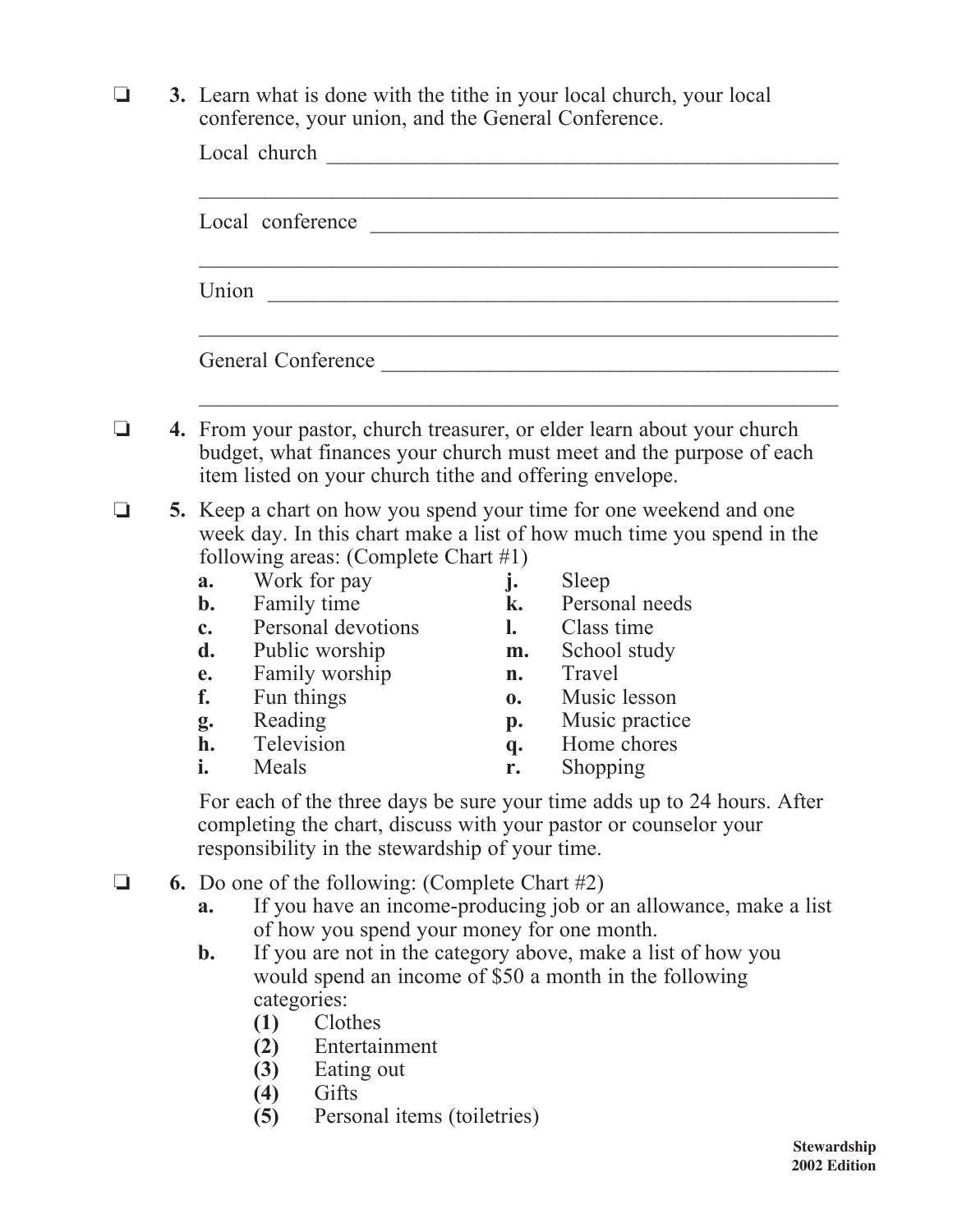❏ **3.** Learn what is done with the tithe in your local church, your local conference, your union, and the General Conference.

Local church ________________________________________________

____________________________________________________________

Local conference ____________________________________________

____________________________________________________________

Union ______________________________________________________

____________________________________________________________

General Conference __________________________________________

____________________________________________________________

❏ **4.** From your pastor, church treasurer, or elder learn about your church budget, what finances your church must meet and the purpose of each item listed on your church tithe and offering envelope.

❏ **5.** Keep a chart on how you spend your time for one weekend and one week day. In this chart make a list of how much time you spend in the following areas: (Complete Chart #1)

- **a.** Work for pay
- **b.** Family time
- **c.** Personal devotions
- **d.** Public worship
- **e.** Family worship
- **f.** Fun things
- **g.** Reading
- **h.** Television
- **i.** Meals
- **j.** Sleep
- **k.** Personal needs
- **l.** Class time
- **m.** School study
- **n.** Travel
- **o.** Music lesson
- **p.** Music practice
- **q.** Home chores
- **r.** Shopping

For each of the three days be sure your time adds up to 24 hours. After completing the chart, discuss with your pastor or counselor your responsibility in the stewardship of your time.

❏ **6.** Do one of the following: (Complete Chart #2)

- **a.** If you have an income-producing job or an allowance, make a list of how you spend your money for one month.
- **b.** If you are not in the category above, make a list of how you would spend an income of $50 a month in the following categories:
  - **(1)** Clothes
  - **(2)** Entertainment
  - **(3)** Eating out
  - **(4)** Gifts
  - **(5)** Personal items (toiletries)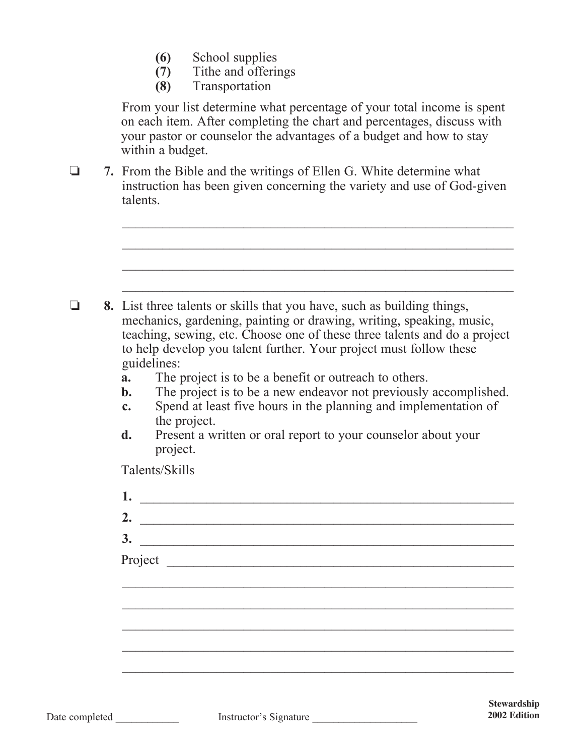(6) School supplies
(7) Tithe and offerings
(8) Transportation

From your list determine what percentage of your total income is spent on each item. After completing the chart and percentages, discuss with your pastor or counselor the advantages of a budget and how to stay within a budget.

❑ **7.** From the Bible and the writings of Ellen G. White determine what instruction has been given concerning the variety and use of God-given talents.

_______________________________________________________________

_______________________________________________________________

_______________________________________________________________

_______________________________________________________________

❑ **8.** List three talents or skills that you have, such as building things, mechanics, gardening, painting or drawing, writing, speaking, music, teaching, sewing, etc. Choose one of these three talents and do a project to help develop you talent further. Your project must follow these guidelines:

**a.** The project is to be a benefit or outreach to others.
**b.** The project is to be a new endeavor not previously accomplished.
**c.** Spend at least five hours in the planning and implementation of the project.
**d.** Present a written or oral report to your counselor about your project.

Talents/Skills

**1.** _______________________________________________________

**2.** _______________________________________________________

**3.** _______________________________________________________

Project ____________________________________________________

_______________________________________________________________

_______________________________________________________________

_______________________________________________________________

_______________________________________________________________

_______________________________________________________________

Date completed ____________ Instructor's Signature ____________________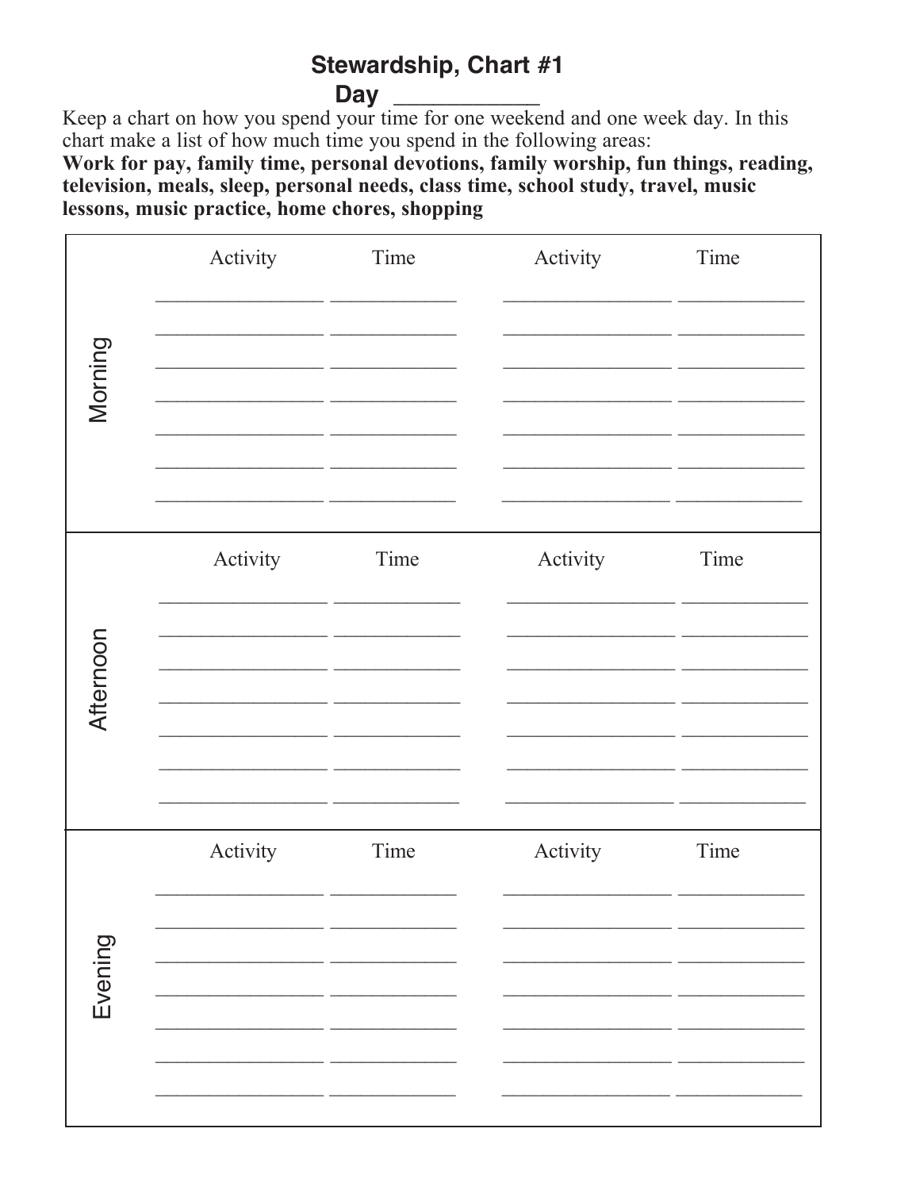# Stewardship, Chart #1

## Day ____________

Keep a chart on how you spend your time for one weekend and one week day. In this chart make a list of how much time you spend in the following areas:

**Work for pay, family time, personal devotions, family worship, fun things, reading, television, meals, sleep, personal needs, class time, school study, travel, music lessons, music practice, home chores, shopping**

| | Activity | Time | Activity | Time |
|---|---|---|---|---|
| Morning | | | | |
| | | | | |
| | | | | |
| | | | | |
| | | | | |
| | | | | |
| | | | | |
| Afternoon | | | | |
| | | | | |
| | | | | |
| | | | | |
| | | | | |
| | | | | |
| | | | | |
| Evening | | | | |
| | | | | |
| | | | | |
| | | | | |
| | | | | |
| | | | | |
| | | | | |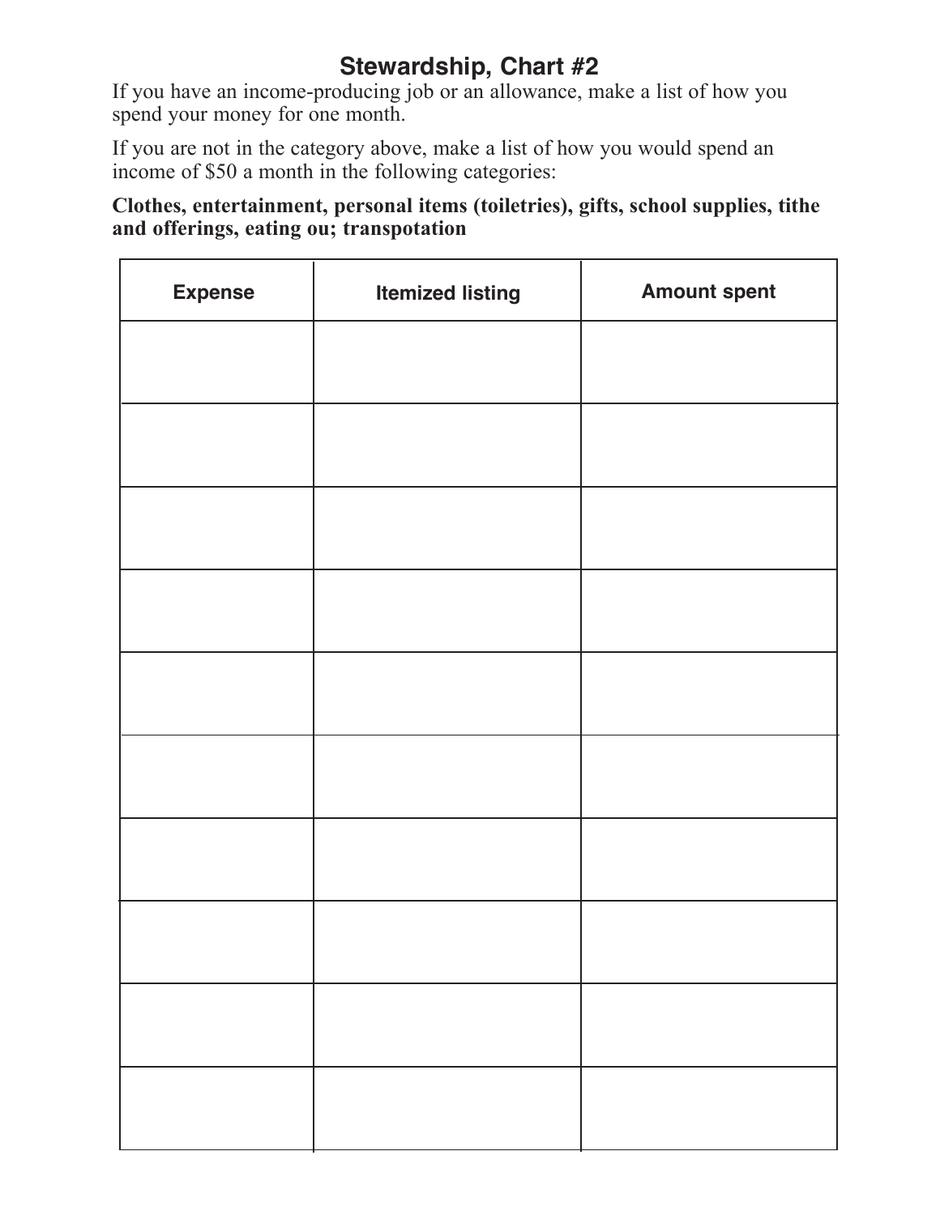## Stewardship, Chart #2

If you have an income-producing job or an allowance, make a list of how you spend your money for one month.

If you are not in the category above, make a list of how you would spend an income of $50 a month in the following categories:

**Clothes, entertainment, personal items (toiletries), gifts, school supplies, tithe and offerings, eating ou; transpotation**

| Expense | Itemized listing | Amount spent |
|---|---|---|
| | | |
| | | |
| | | |
| | | |
| | | |
| | | |
| | | |
| | | |
| | | |
| | | |